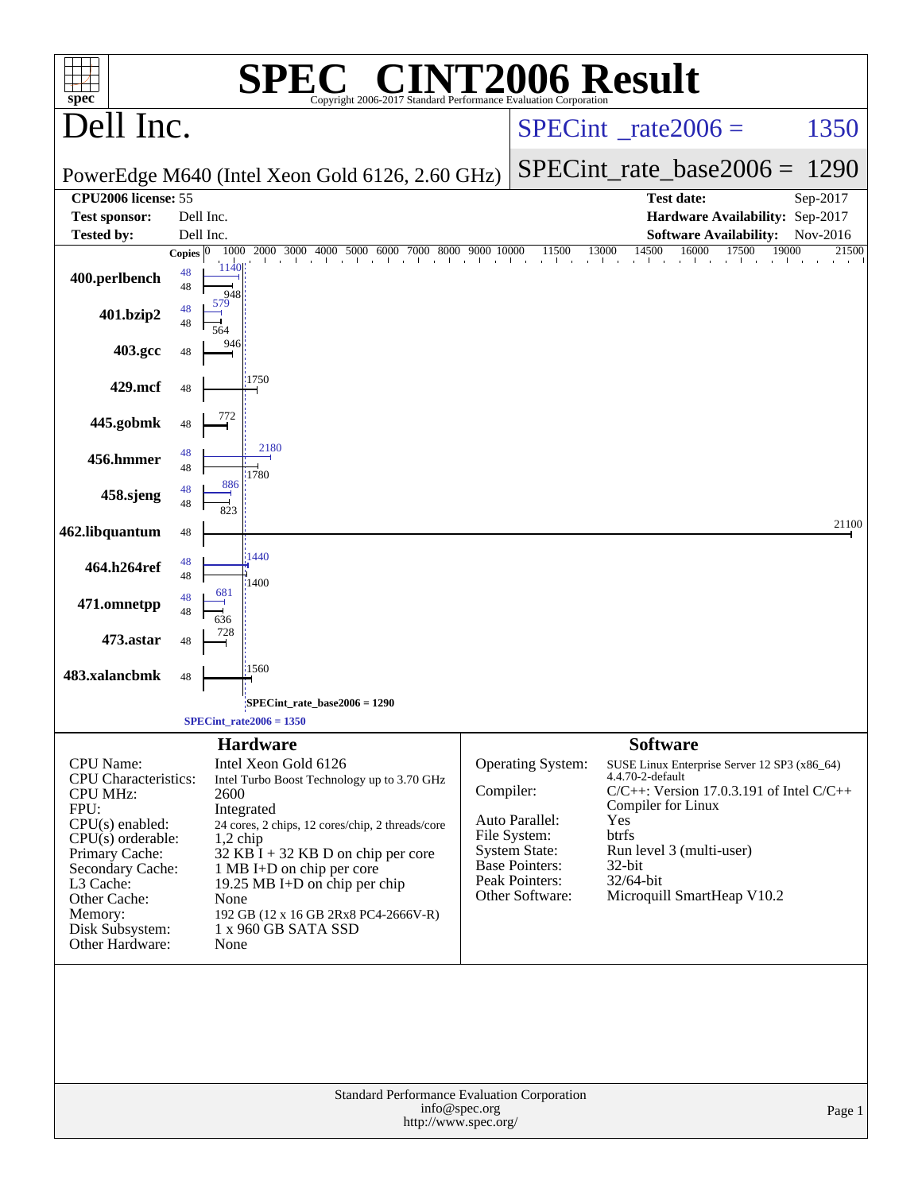# SPEC® CINT2006 Result

Copyright 2006-2017 Standard Performance Evaluation Corporation

## Dell Inc.

PowerEdge M640 (Intel Xeon Gold 6126, 2.60 GHz)

SPECint_rate2006 = 1350

SPECint_rate_base2006 = 1290

| | | | |
|---|---|---|---|
| **CPU2006 license:** | 55 | **Test date:** | Sep-2017 |
| **Test sponsor:** | Dell Inc. | **Hardware Availability:** | Sep-2017 |
| **Tested by:** | Dell Inc. | **Software Availability:** | Nov-2016 |

| Benchmark | Copies (peak) | Peak | Copies (base) | Base |
|---|---|---|---|---|
| 400.perlbench | 48 | 1140 | 48 | 948 |
| 401.bzip2 | 48 | 579 | 48 | 564 |
| 403.gcc | | | 48 | 946 |
| 429.mcf | | | 48 | 1750 |
| 445.gobmk | | | 48 | 772 |
| 456.hmmer | 48 | 2180 | 48 | 1780 |
| 458.sjeng | 48 | 886 | 48 | 823 |
| 462.libquantum | | | 48 | 21100 |
| 464.h264ref | 48 | 1440 | 48 | 1400 |
| 471.omnetpp | 48 | 681 | 48 | 636 |
| 473.astar | | | 48 | 728 |
| 483.xalancbmk | | | 48 | 1560 |

SPECint_rate_base2006 = 1290

SPECint_rate2006 = 1350

### Hardware

| | |
|---|---|
| CPU Name: | Intel Xeon Gold 6126 |
| CPU Characteristics: | Intel Turbo Boost Technology up to 3.70 GHz |
| CPU MHz: | 2600 |
| FPU: | Integrated |
| CPU(s) enabled: | 24 cores, 2 chips, 12 cores/chip, 2 threads/core |
| CPU(s) orderable: | 1,2 chip |
| Primary Cache: | 32 KB I + 32 KB D on chip per core |
| Secondary Cache: | 1 MB I+D on chip per core |
| L3 Cache: | 19.25 MB I+D on chip per chip |
| Other Cache: | None |
| Memory: | 192 GB (12 x 16 GB 2Rx8 PC4-2666V-R) |
| Disk Subsystem: | 1 x 960 GB SATA SSD |
| Other Hardware: | None |

### Software

| | |
|---|---|
| Operating System: | SUSE Linux Enterprise Server 12 SP3 (x86_64) 4.4.70-2-default |
| Compiler: | C/C++: Version 17.0.3.191 of Intel C/C++ Compiler for Linux |
| Auto Parallel: | Yes |
| File System: | btrfs |
| System State: | Run level 3 (multi-user) |
| Base Pointers: | 32-bit |
| Peak Pointers: | 32/64-bit |
| Other Software: | Microquill SmartHeap V10.2 |

Standard Performance Evaluation Corporation
info@spec.org
http://www.spec.org/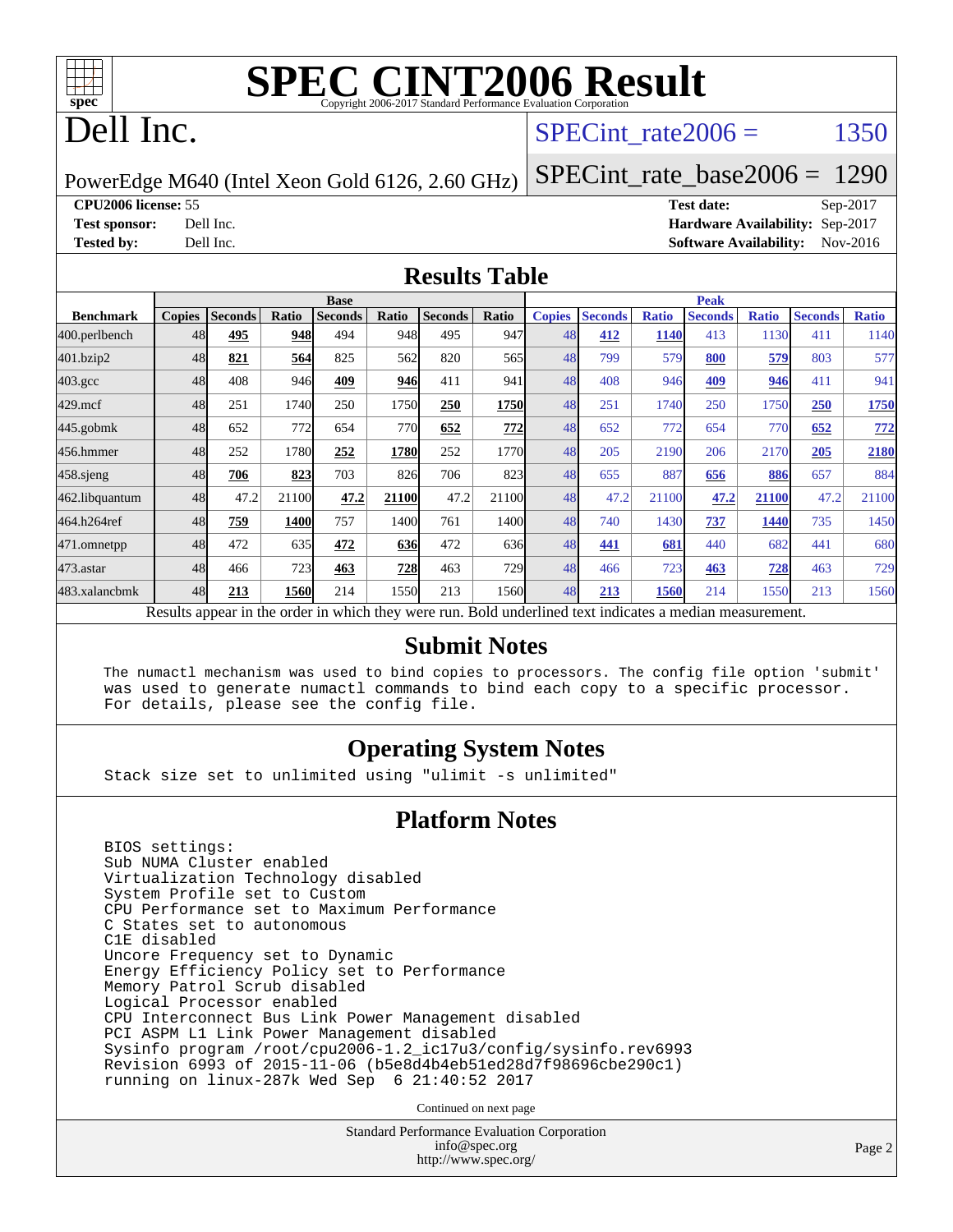# SPEC CINT2006 Result

Copyright 2006-2017 Standard Performance Evaluation Corporation

# Dell Inc.

PowerEdge M640 (Intel Xeon Gold 6126, 2.60 GHz)

SPECint_rate2006 = 1350

SPECint_rate_base2006 = 1290

**CPU2006 license:** 55
**Test sponsor:** Dell Inc.
**Tested by:** Dell Inc.

**Test date:** Sep-2017
**Hardware Availability:** Sep-2017
**Software Availability:** Nov-2016

## Results Table

| Benchmark | Base | | | | | | | Peak | | | | | | |
|---|---|---|---|---|---|---|---|---|---|---|---|---|---|---|
| | Copies | Seconds | Ratio | Seconds | Ratio | Seconds | Ratio | Copies | Seconds | Ratio | Seconds | Ratio | Seconds | Ratio |
| 400.perlbench | 48 | **495** | **948** | 494 | 948 | 495 | 947 | 48 | **412** | **1140** | 413 | 1130 | 411 | 1140 |
| 401.bzip2 | 48 | **821** | **564** | 825 | 562 | 820 | 565 | 48 | 799 | 579 | **800** | **579** | 803 | 577 |
| 403.gcc | 48 | 408 | 946 | **409** | **946** | 411 | 941 | 48 | 408 | 946 | **409** | **946** | 411 | 941 |
| 429.mcf | 48 | 251 | 1740 | 250 | 1750 | **250** | **1750** | 48 | 251 | 1740 | 250 | 1750 | **250** | **1750** |
| 445.gobmk | 48 | 652 | 772 | 654 | 770 | **652** | **772** | 48 | 652 | 772 | 654 | 770 | **652** | **772** |
| 456.hmmer | 48 | 252 | 1780 | **252** | **1780** | 252 | 1770 | 48 | 205 | 2190 | 206 | 2170 | **205** | **2180** |
| 458.sjeng | 48 | **706** | **823** | 703 | 826 | 706 | 823 | 48 | 655 | 887 | **656** | **886** | 657 | 884 |
| 462.libquantum | 48 | 47.2 | 21100 | **47.2** | **21100** | 47.2 | 21100 | 48 | 47.2 | 21100 | **47.2** | **21100** | 47.2 | 21100 |
| 464.h264ref | 48 | **759** | **1400** | 757 | 1400 | 761 | 1400 | 48 | 740 | 1430 | **737** | **1440** | 735 | 1450 |
| 471.omnetpp | 48 | 472 | 635 | **472** | **636** | 472 | 636 | 48 | **441** | **681** | 440 | 682 | 441 | 680 |
| 473.astar | 48 | 466 | 723 | **463** | **728** | 463 | 729 | 48 | 466 | 723 | **463** | **728** | 463 | 729 |
| 483.xalancbmk | 48 | **213** | **1560** | 214 | 1550 | 213 | 1560 | 48 | **213** | **1560** | 214 | 1550 | 213 | 1560 |

Results appear in the order in which they were run. Bold underlined text indicates a median measurement.

## Submit Notes

```
The numactl mechanism was used to bind copies to processors. The config file option 'submit'
was used to generate numactl commands to bind each copy to a specific processor.
For details, please see the config file.
```

## Operating System Notes

```
Stack size set to unlimited using "ulimit -s unlimited"
```

## Platform Notes

```
BIOS settings:
Sub NUMA Cluster enabled
Virtualization Technology disabled
System Profile set to Custom
CPU Performance set to Maximum Performance
C States set to autonomous
C1E disabled
Uncore Frequency set to Dynamic
Energy Efficiency Policy set to Performance
Memory Patrol Scrub disabled
Logical Processor enabled
CPU Interconnect Bus Link Power Management disabled
PCI ASPM L1 Link Power Management disabled
Sysinfo program /root/cpu2006-1.2_ic17u3/config/sysinfo.rev6993
Revision 6993 of 2015-11-06 (b5e8d4b4eb51ed28d7f98696cbe290c1)
running on linux-287k Wed Sep  6 21:40:52 2017
```

Continued on next page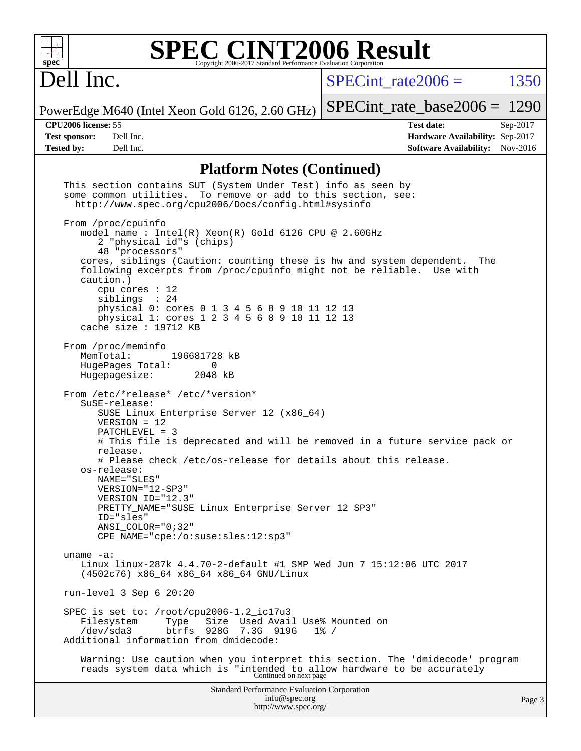# Platform Notes (Continued)

```
This section contains SUT (System Under Test) info as seen by
some common utilities.  To remove or add to this section, see:
  http://www.spec.org/cpu2006/Docs/config.html#sysinfo

From /proc/cpuinfo
   model name : Intel(R) Xeon(R) Gold 6126 CPU @ 2.60GHz
      2 "physical id"s (chips)
      48 "processors"
   cores, siblings (Caution: counting these is hw and system dependent.  The
   following excerpts from /proc/cpuinfo might not be reliable.  Use with
   caution.)
      cpu cores : 12
      siblings  : 24
      physical 0: cores 0 1 3 4 5 6 8 9 10 11 12 13
      physical 1: cores 1 2 3 4 5 6 8 9 10 11 12 13
   cache size : 19712 KB

From /proc/meminfo
   MemTotal:       196681728 kB
   HugePages_Total:       0
   Hugepagesize:       2048 kB

From /etc/*release* /etc/*version*
   SuSE-release:
      SUSE Linux Enterprise Server 12 (x86_64)
      VERSION = 12
      PATCHLEVEL = 3
      # This file is deprecated and will be removed in a future service pack or
      release.
      # Please check /etc/os-release for details about this release.
   os-release:
      NAME="SLES"
      VERSION="12-SP3"
      VERSION_ID="12.3"
      PRETTY_NAME="SUSE Linux Enterprise Server 12 SP3"
      ID="sles"
      ANSI_COLOR="0;32"
      CPE_NAME="cpe:/o:suse:sles:12:sp3"

uname -a:
   Linux linux-287k 4.4.70-2-default #1 SMP Wed Jun 7 15:12:06 UTC 2017
   (4502c76) x86_64 x86_64 x86_64 GNU/Linux

run-level 3 Sep 6 20:20

SPEC is set to: /root/cpu2006-1.2_ic17u3
   Filesystem     Type   Size  Used Avail Use% Mounted on
   /dev/sda3      btrfs  928G  7.3G  919G   1% /
Additional information from dmidecode:

   Warning: Use caution when you interpret this section. The 'dmidecode' program
   reads system data which is "intended to allow hardware to be accurately
```

Continued on next page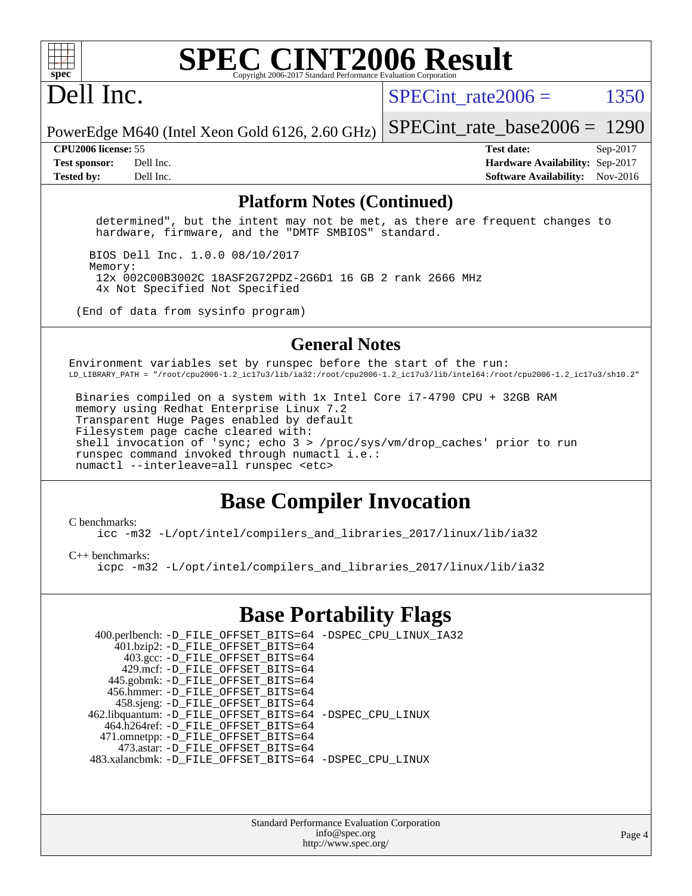# SPEC CINT2006 Result

Copyright 2006-2017 Standard Performance Evaluation Corporation

# Dell Inc.

PowerEdge M640 (Intel Xeon Gold 6126, 2.60 GHz)

SPECint_rate2006 = 1350

SPECint_rate_base2006 = 1290

**CPU2006 license:** 55
**Test sponsor:** Dell Inc.
**Tested by:** Dell Inc.

**Test date:** Sep-2017
**Hardware Availability:** Sep-2017
**Software Availability:** Nov-2016

## Platform Notes (Continued)

```
    determined", but the intent may not be met, as there are frequent changes to
    hardware, firmware, and the "DMTF SMBIOS" standard.

   BIOS Dell Inc. 1.0.0 08/10/2017
   Memory:
    12x 002C00B3002C 18ASF2G72PDZ-2G6D1 16 GB 2 rank 2666 MHz
    4x Not Specified Not Specified

(End of data from sysinfo program)
```

## General Notes

```
Environment variables set by runspec before the start of the run:
LD_LIBRARY_PATH = "/root/cpu2006-1.2_ic17u3/lib/ia32:/root/cpu2006-1.2_ic17u3/lib/intel64:/root/cpu2006-1.2_ic17u3/sh10.2"

 Binaries compiled on a system with 1x Intel Core i7-4790 CPU + 32GB RAM
 memory using Redhat Enterprise Linux 7.2
 Transparent Huge Pages enabled by default
 Filesystem page cache cleared with:
 shell invocation of 'sync; echo 3 > /proc/sys/vm/drop_caches' prior to run
 runspec command invoked through numactl i.e.:
 numactl --interleave=all runspec <etc>
```

## Base Compiler Invocation

C benchmarks:
```
icc -m32 -L/opt/intel/compilers_and_libraries_2017/linux/lib/ia32
```

C++ benchmarks:
```
icpc -m32 -L/opt/intel/compilers_and_libraries_2017/linux/lib/ia32
```

## Base Portability Flags

```
    400.perlbench: -D_FILE_OFFSET_BITS=64 -DSPEC_CPU_LINUX_IA32
        401.bzip2: -D_FILE_OFFSET_BITS=64
          403.gcc: -D_FILE_OFFSET_BITS=64
          429.mcf: -D_FILE_OFFSET_BITS=64
       445.gobmk: -D_FILE_OFFSET_BITS=64
       456.hmmer: -D_FILE_OFFSET_BITS=64
        458.sjeng: -D_FILE_OFFSET_BITS=64
  462.libquantum: -D_FILE_OFFSET_BITS=64 -DSPEC_CPU_LINUX
     464.h264ref: -D_FILE_OFFSET_BITS=64
     471.omnetpp: -D_FILE_OFFSET_BITS=64
        473.astar: -D_FILE_OFFSET_BITS=64
  483.xalancbmk: -D_FILE_OFFSET_BITS=64 -DSPEC_CPU_LINUX
```

Standard Performance Evaluation Corporation
info@spec.org
http://www.spec.org/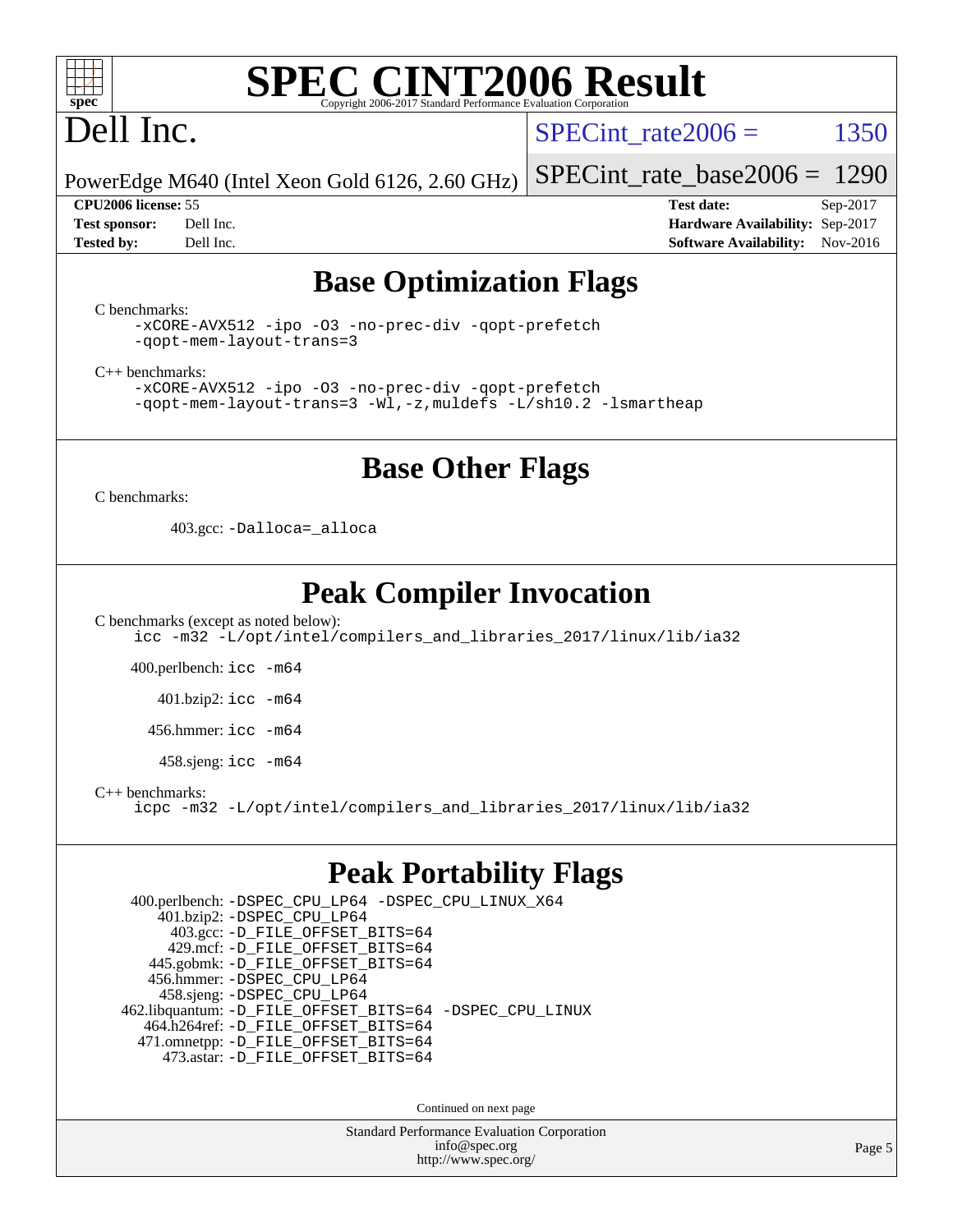# Base Optimization Flags

C benchmarks:

```
-xCORE-AVX512 -ipo -O3 -no-prec-div -qopt-prefetch
-qopt-mem-layout-trans=3
```

C++ benchmarks:

```
-xCORE-AVX512 -ipo -O3 -no-prec-div -qopt-prefetch
-qopt-mem-layout-trans=3 -Wl,-z,muldefs -L/sh10.2 -lsmartheap
```

# Base Other Flags

C benchmarks:

403.gcc: `-Dalloca=_alloca`

# Peak Compiler Invocation

C benchmarks (except as noted below):

```
icc -m32 -L/opt/intel/compilers_and_libraries_2017/linux/lib/ia32
```

400.perlbench: `icc -m64`

401.bzip2: `icc -m64`

456.hmmer: `icc -m64`

458.sjeng: `icc -m64`

C++ benchmarks:

```
icpc -m32 -L/opt/intel/compilers_and_libraries_2017/linux/lib/ia32
```

# Peak Portability Flags

400.perlbench: `-DSPEC_CPU_LP64 -DSPEC_CPU_LINUX_X64`
401.bzip2: `-DSPEC_CPU_LP64`
403.gcc: `-D_FILE_OFFSET_BITS=64`
429.mcf: `-D_FILE_OFFSET_BITS=64`
445.gobmk: `-D_FILE_OFFSET_BITS=64`
456.hmmer: `-DSPEC_CPU_LP64`
458.sjeng: `-DSPEC_CPU_LP64`
462.libquantum: `-D_FILE_OFFSET_BITS=64 -DSPEC_CPU_LINUX`
464.h264ref: `-D_FILE_OFFSET_BITS=64`
471.omnetpp: `-D_FILE_OFFSET_BITS=64`
473.astar: `-D_FILE_OFFSET_BITS=64`

Continued on next page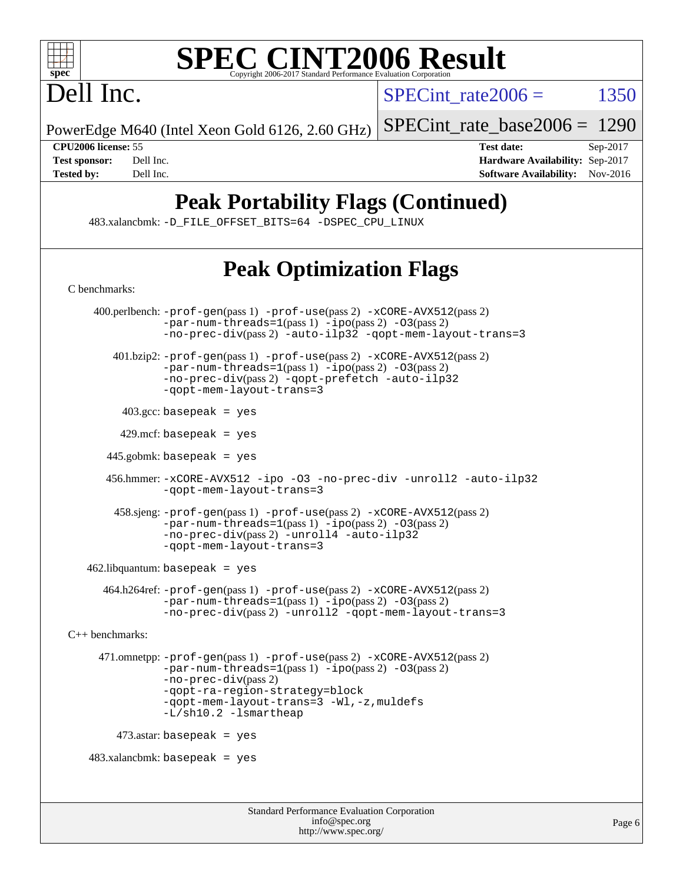# SPEC CINT2006 Result

Copyright 2006-2017 Standard Performance Evaluation Corporation

# Dell Inc.

PowerEdge M640 (Intel Xeon Gold 6126, 2.60 GHz)

SPECint_rate2006 = 1350

SPECint_rate_base2006 = 1290

**CPU2006 license:** 55
**Test sponsor:** Dell Inc.
**Tested by:** Dell Inc.

**Test date:** Sep-2017
**Hardware Availability:** Sep-2017
**Software Availability:** Nov-2016

## Peak Portability Flags (Continued)

483.xalancbmk: -D_FILE_OFFSET_BITS=64 -DSPEC_CPU_LINUX

## Peak Optimization Flags

C benchmarks:

400.perlbench: -prof-gen(pass 1) -prof-use(pass 2) -xCORE-AVX512(pass 2) -par-num-threads=1(pass 1) -ipo(pass 2) -O3(pass 2) -no-prec-div(pass 2) -auto-ilp32 -qopt-mem-layout-trans=3

401.bzip2: -prof-gen(pass 1) -prof-use(pass 2) -xCORE-AVX512(pass 2) -par-num-threads=1(pass 1) -ipo(pass 2) -O3(pass 2) -no-prec-div(pass 2) -qopt-prefetch -auto-ilp32 -qopt-mem-layout-trans=3

403.gcc: basepeak = yes

429.mcf: basepeak = yes

445.gobmk: basepeak = yes

456.hmmer: -xCORE-AVX512 -ipo -O3 -no-prec-div -unroll2 -auto-ilp32 -qopt-mem-layout-trans=3

458.sjeng: -prof-gen(pass 1) -prof-use(pass 2) -xCORE-AVX512(pass 2) -par-num-threads=1(pass 1) -ipo(pass 2) -O3(pass 2) -no-prec-div(pass 2) -unroll4 -auto-ilp32 -qopt-mem-layout-trans=3

462.libquantum: basepeak = yes

464.h264ref: -prof-gen(pass 1) -prof-use(pass 2) -xCORE-AVX512(pass 2) -par-num-threads=1(pass 1) -ipo(pass 2) -O3(pass 2) -no-prec-div(pass 2) -unroll2 -qopt-mem-layout-trans=3

C++ benchmarks:

471.omnetpp: -prof-gen(pass 1) -prof-use(pass 2) -xCORE-AVX512(pass 2) -par-num-threads=1(pass 1) -ipo(pass 2) -O3(pass 2) -no-prec-div(pass 2) -qopt-ra-region-strategy=block -qopt-mem-layout-trans=3 -Wl,-z,muldefs -L/sh10.2 -lsmartheap

473.astar: basepeak = yes

483.xalancbmk: basepeak = yes

Standard Performance Evaluation Corporation
info@spec.org
http://www.spec.org/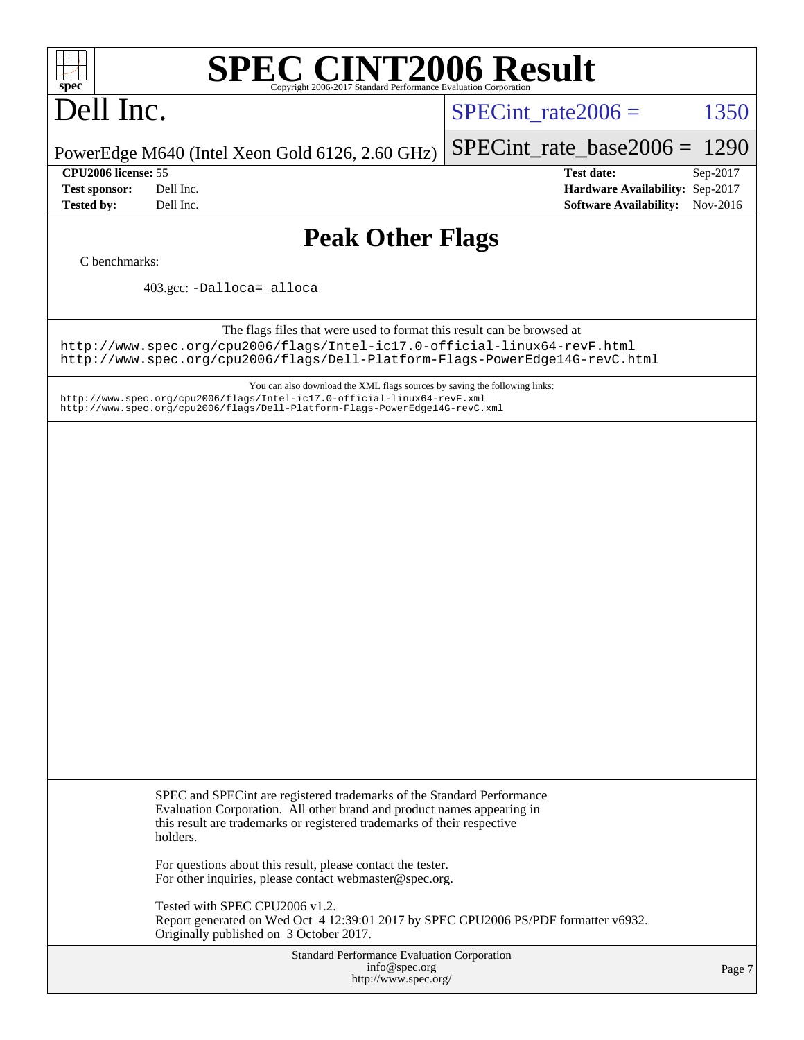# Peak Other Flags

C benchmarks:

403.gcc: -Dalloca=_alloca

The flags files that were used to format this result can be browsed at
http://www.spec.org/cpu2006/flags/Intel-ic17.0-official-linux64-revF.html
http://www.spec.org/cpu2006/flags/Dell-Platform-Flags-PowerEdge14G-revC.html

You can also download the XML flags sources by saving the following links:
http://www.spec.org/cpu2006/flags/Intel-ic17.0-official-linux64-revF.xml
http://www.spec.org/cpu2006/flags/Dell-Platform-Flags-PowerEdge14G-revC.xml

SPEC and SPECint are registered trademarks of the Standard Performance Evaluation Corporation. All other brand and product names appearing in this result are trademarks or registered trademarks of their respective holders.

For questions about this result, please contact the tester.
For other inquiries, please contact webmaster@spec.org.

Tested with SPEC CPU2006 v1.2.
Report generated on Wed Oct 4 12:39:01 2017 by SPEC CPU2006 PS/PDF formatter v6932.
Originally published on 3 October 2017.